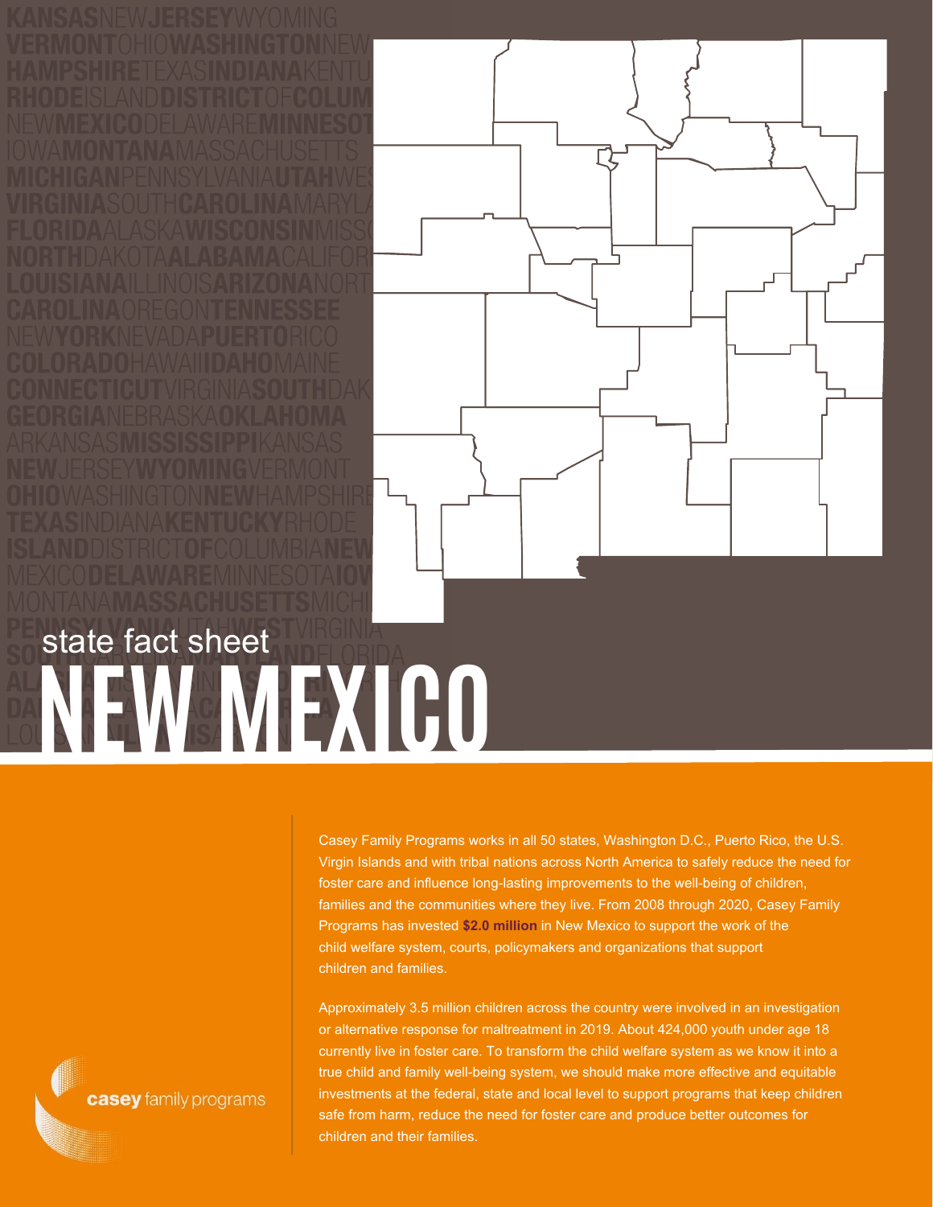state fact sheet

# NEW MEXICO

Casey Family Programs works in all 50 states, Washington D.C., Puerto Rico, the U.S. Virgin Islands and with tribal nations across North America to safely reduce the need for foster care and influence long-lasting improvements to the well-being of children, families and the communities where they live. From 2008 through 2020, Casey Family Programs has invested **$2.0 million** in New Mexico to support the work of the child welfare system, courts, policymakers and organizations that support children and families.

Approximately 3.5 million children across the country were involved in an investigation or alternative response for maltreatment in 2019. About 424,000 youth under age 18 currently live in foster care. To transform the child welfare system as we know it into a true child and family well-being system, we should make more effective and equitable investments at the federal, state and local level to support programs that keep children safe from harm, reduce the need for foster care and produce better outcomes for children and their families.

casey family programs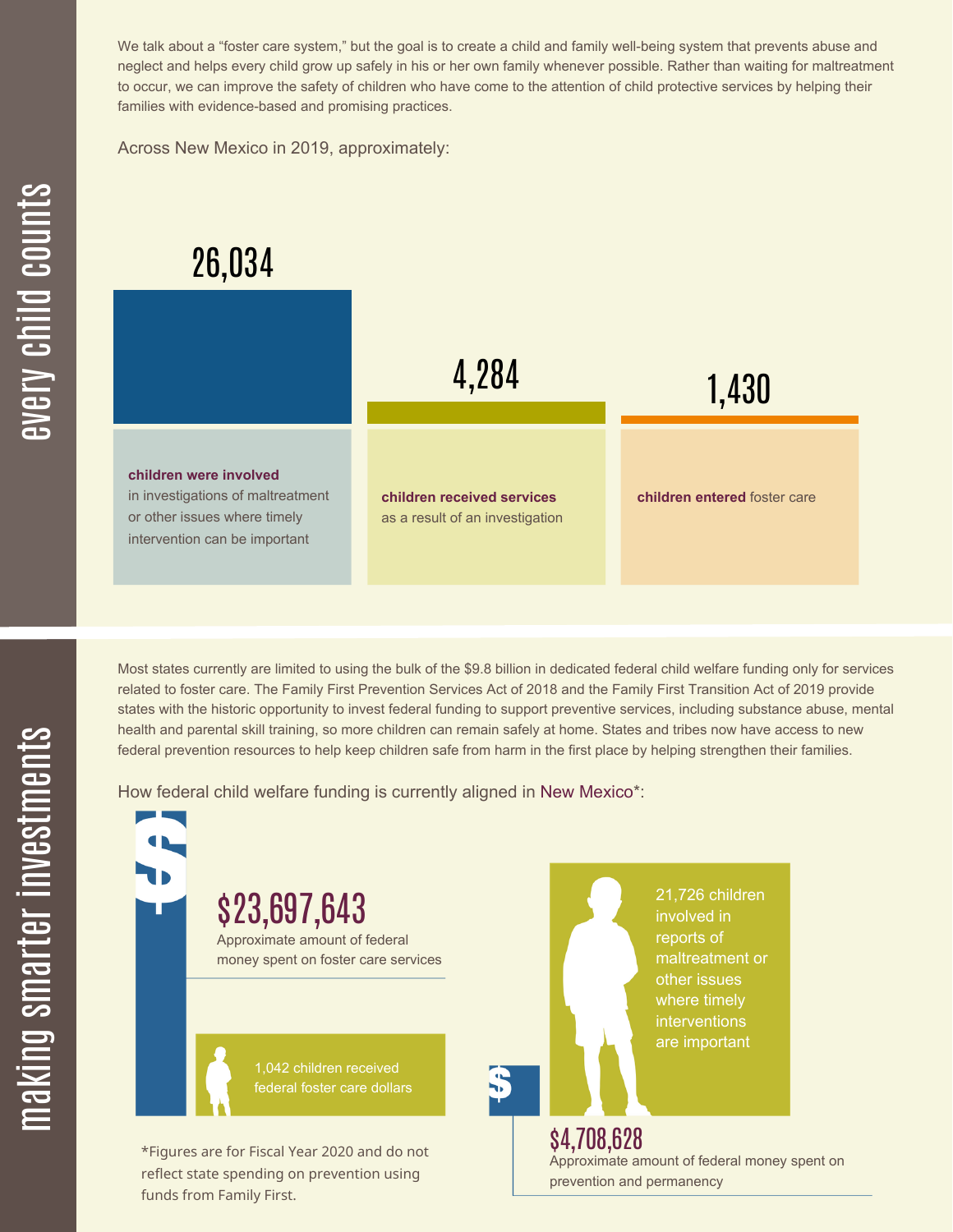## every child counts

We talk about a "foster care system," but the goal is to create a child and family well-being system that prevents abuse and neglect and helps every child grow up safely in his or her own family whenever possible. Rather than waiting for maltreatment to occur, we can improve the safety of children who have come to the attention of child protective services by helping their families with evidence-based and promising practices.

Across New Mexico in 2019, approximately:

**26,034**

**children were involved** in investigations of maltreatment or other issues where timely intervention can be important

**4,284**

**children received services** as a result of an investigation

**1,430**

**children entered** foster care

## making smarter investments

Most states currently are limited to using the bulk of the $9.8 billion in dedicated federal child welfare funding only for services related to foster care. The Family First Prevention Services Act of 2018 and the Family First Transition Act of 2019 provide states with the historic opportunity to invest federal funding to support preventive services, including substance abuse, mental health and parental skill training, so more children can remain safely at home. States and tribes now have access to new federal prevention resources to help keep children safe from harm in the first place by helping strengthen their families.

How federal child welfare funding is currently aligned in New Mexico*:

**$23,697,643**
Approximate amount of federal money spent on foster care services

1,042 children received federal foster care dollars

21,726 children involved in reports of maltreatment or other issues where timely interventions are important

**$4,708,628**
Approximate amount of federal money spent on prevention and permanency

*Figures are for Fiscal Year 2020 and do not reflect state spending on prevention using funds from Family First.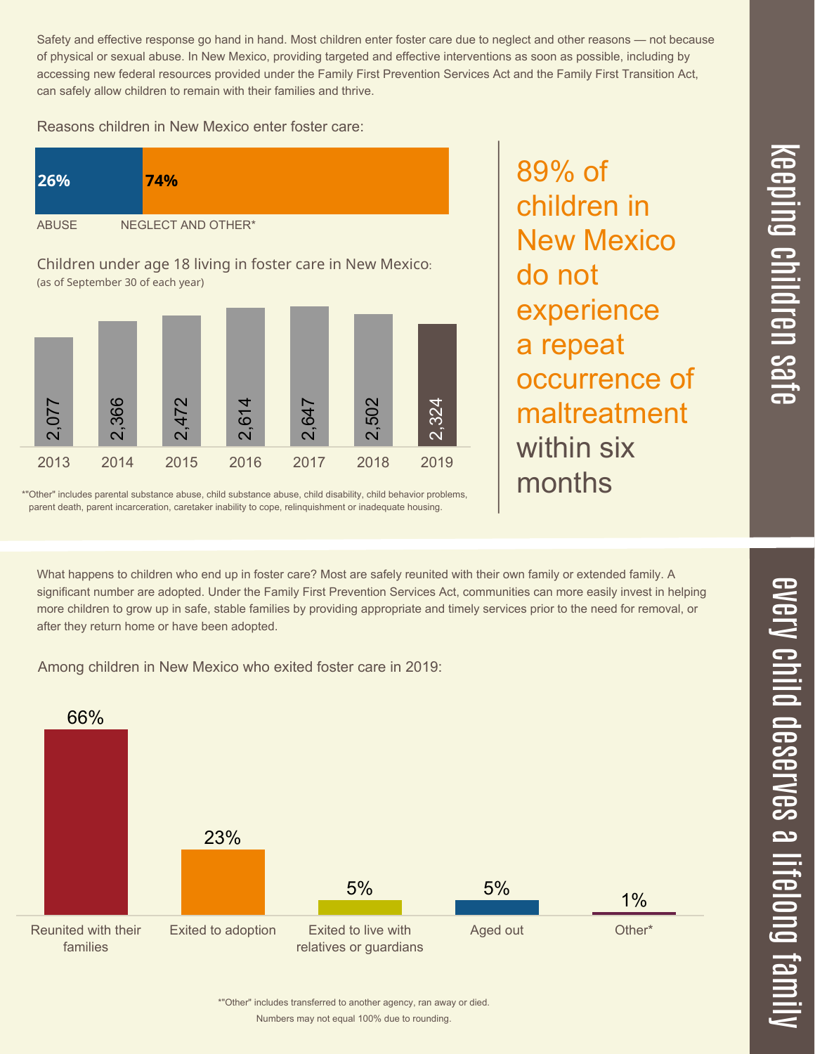## keeping children safe

Safety and effective response go hand in hand. Most children enter foster care due to neglect and other reasons — not because of physical or sexual abuse. In New Mexico, providing targeted and effective interventions as soon as possible, including by accessing new federal resources provided under the Family First Prevention Services Act and the Family First Transition Act, can safely allow children to remain with their families and thrive.

Reasons children in New Mexico enter foster care:

| ABUSE | NEGLECT AND OTHER* |
| --- | --- |
| 26% | 74% |

Children under age 18 living in foster care in New Mexico:
(as of September 30 of each year)

| 2013 | 2014 | 2015 | 2016 | 2017 | 2018 | 2019 |
| --- | --- | --- | --- | --- | --- | --- |
| 2,077 | 2,366 | 2,472 | 2,614 | 2,647 | 2,502 | 2,324 |

*"Other" includes parental substance abuse, child substance abuse, child disability, child behavior problems, parent death, parent incarceration, caretaker inability to cope, relinquishment or inadequate housing.

**89% of children in New Mexico do not experience a repeat occurrence of maltreatment** within six months

## every child deserves a lifelong family

What happens to children who end up in foster care? Most are safely reunited with their own family or extended family. A significant number are adopted. Under the Family First Prevention Services Act, communities can more easily invest in helping more children to grow up in safe, stable families by providing appropriate and timely services prior to the need for removal, or after they return home or have been adopted.

Among children in New Mexico who exited foster care in 2019:

| Reunited with their families | Exited to adoption | Exited to live with relatives or guardians | Aged out | Other* |
| --- | --- | --- | --- | --- |
| 66% | 23% | 5% | 5% | 1% |

*"Other" includes transferred to another agency, ran away or died.
Numbers may not equal 100% due to rounding.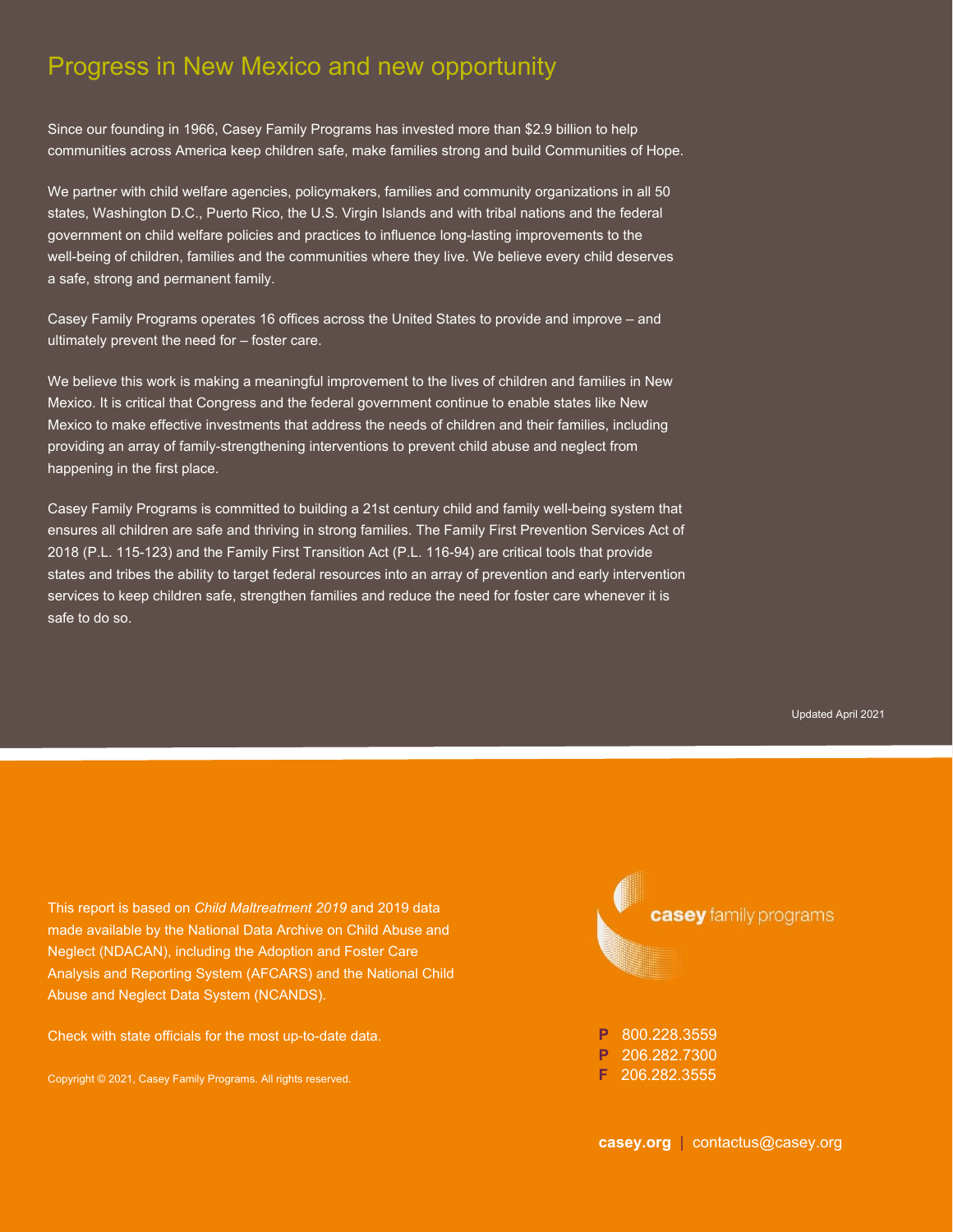## Progress in New Mexico and new opportunity

Since our founding in 1966, Casey Family Programs has invested more than $2.9 billion to help communities across America keep children safe, make families strong and build Communities of Hope.

We partner with child welfare agencies, policymakers, families and community organizations in all 50 states, Washington D.C., Puerto Rico, the U.S. Virgin Islands and with tribal nations and the federal government on child welfare policies and practices to influence long-lasting improvements to the well-being of children, families and the communities where they live. We believe every child deserves a safe, strong and permanent family.

Casey Family Programs operates 16 offices across the United States to provide and improve – and ultimately prevent the need for – foster care.

We believe this work is making a meaningful improvement to the lives of children and families in New Mexico. It is critical that Congress and the federal government continue to enable states like New Mexico to make effective investments that address the needs of children and their families, including providing an array of family-strengthening interventions to prevent child abuse and neglect from happening in the first place.

Casey Family Programs is committed to building a 21st century child and family well-being system that ensures all children are safe and thriving in strong families. The Family First Prevention Services Act of 2018 (P.L. 115-123) and the Family First Transition Act (P.L. 116-94) are critical tools that provide states and tribes the ability to target federal resources into an array of prevention and early intervention services to keep children safe, strengthen families and reduce the need for foster care whenever it is safe to do so.

Updated April 2021

This report is based on *Child Maltreatment 2019* and 2019 data made available by the National Data Archive on Child Abuse and Neglect (NDACAN), including the Adoption and Foster Care Analysis and Reporting System (AFCARS) and the National Child Abuse and Neglect Data System (NCANDS).

Check with state officials for the most up-to-date data.

Copyright © 2021, Casey Family Programs. All rights reserved.

**casey** family programs

**P** 800.228.3559
**P** 206.282.7300
**F** 206.282.3555

**casey.org** | contactus@casey.org